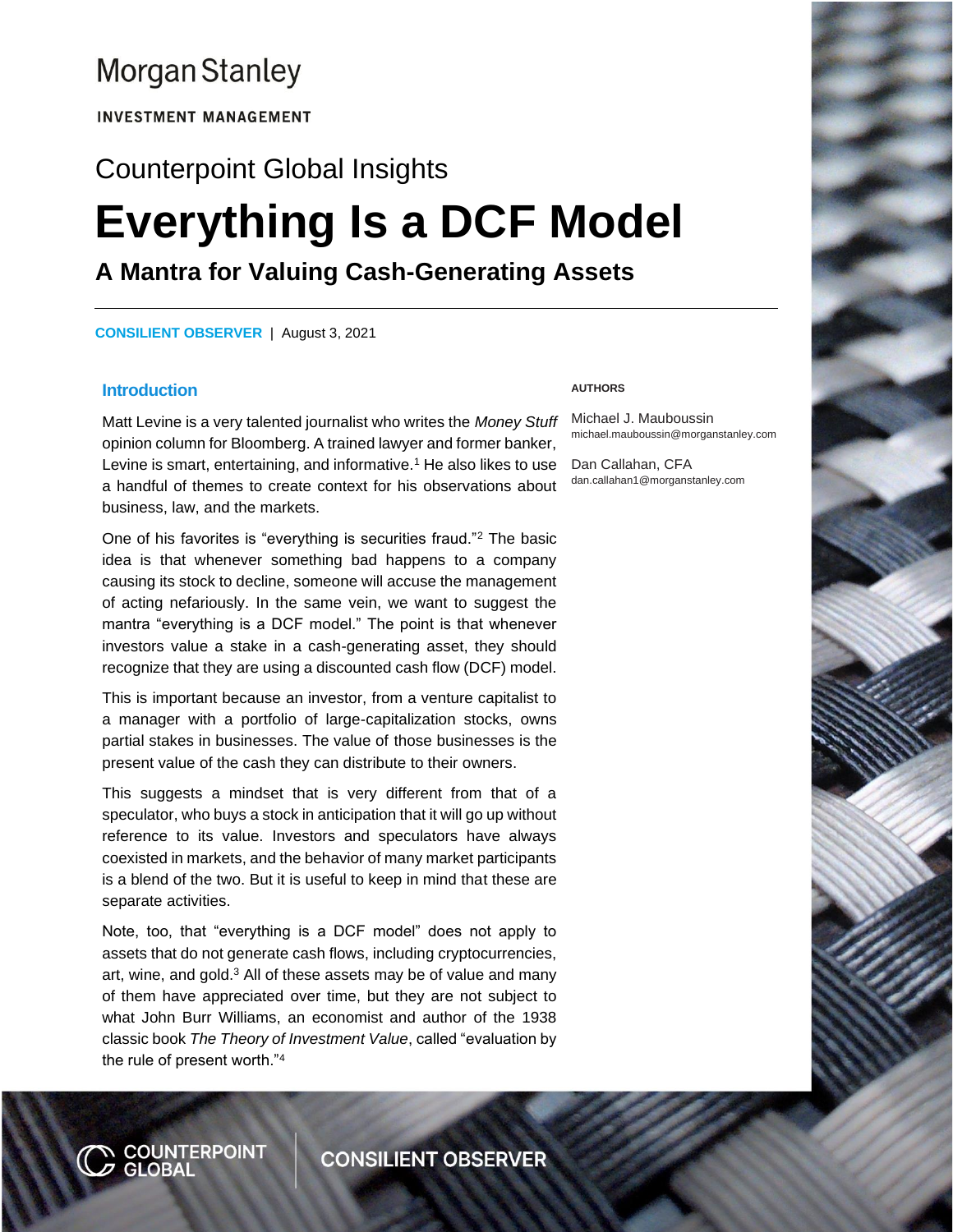Morgan Stanley

INVESTMENT MANAGEMENT

Counterpoint Global Insights

# Everything Is a DCF Model

## A Mantra for Valuing Cash-Generating Assets

CONSILIENT OBSERVER | August 3, 2021

**AUTHORS**

Michael J. Mauboussin
michael.mauboussin@morganstanley.com

Dan Callahan, CFA
dan.callahan1@morganstanley.com

### Introduction

Matt Levine is a very talented journalist who writes the *Money Stuff* opinion column for Bloomberg. A trained lawyer and former banker, Levine is smart, entertaining, and informative.[1] He also likes to use a handful of themes to create context for his observations about business, law, and the markets.

One of his favorites is "everything is securities fraud."[2] The basic idea is that whenever something bad happens to a company causing its stock to decline, someone will accuse the management of acting nefariously. In the same vein, we want to suggest the mantra "everything is a DCF model." The point is that whenever investors value a stake in a cash-generating asset, they should recognize that they are using a discounted cash flow (DCF) model.

This is important because an investor, from a venture capitalist to a manager with a portfolio of large-capitalization stocks, owns partial stakes in businesses. The value of those businesses is the present value of the cash they can distribute to their owners.

This suggests a mindset that is very different from that of a speculator, who buys a stock in anticipation that it will go up without reference to its value. Investors and speculators have always coexisted in markets, and the behavior of many market participants is a blend of the two. But it is useful to keep in mind that these are separate activities.

Note, too, that "everything is a DCF model" does not apply to assets that do not generate cash flows, including cryptocurrencies, art, wine, and gold.[3] All of these assets may be of value and many of them have appreciated over time, but they are not subject to what John Burr Williams, an economist and author of the 1938 classic book *The Theory of Investment Value*, called "evaluation by the rule of present worth."[4]

COUNTERPOINT GLOBAL | CONSILIENT OBSERVER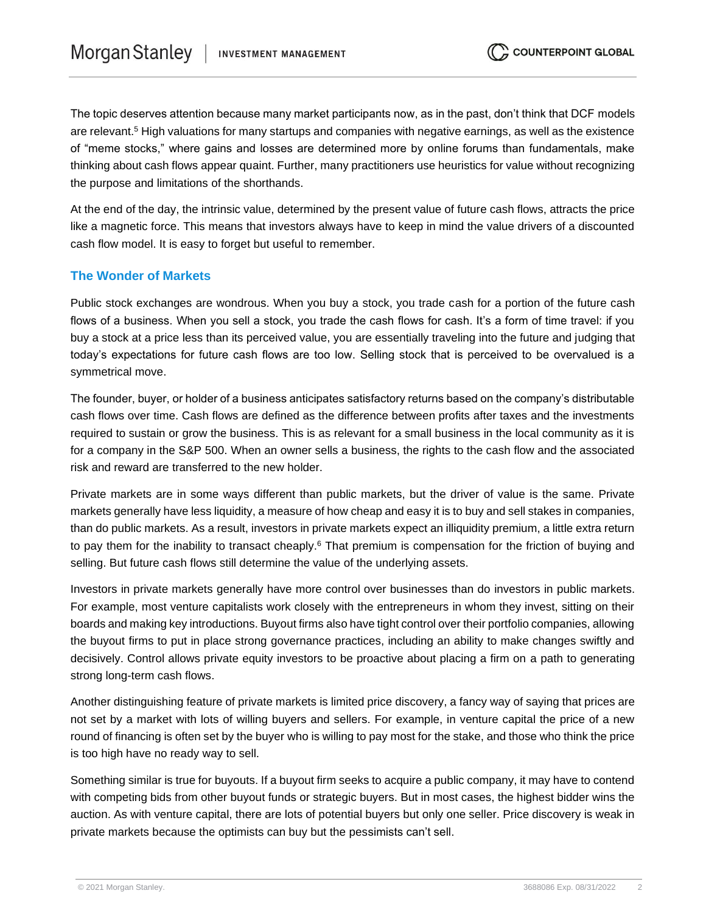The topic deserves attention because many market participants now, as in the past, don't think that DCF models are relevant.[5] High valuations for many startups and companies with negative earnings, as well as the existence of "meme stocks," where gains and losses are determined more by online forums than fundamentals, make thinking about cash flows appear quaint. Further, many practitioners use heuristics for value without recognizing the purpose and limitations of the shorthands.

At the end of the day, the intrinsic value, determined by the present value of future cash flows, attracts the price like a magnetic force. This means that investors always have to keep in mind the value drivers of a discounted cash flow model. It is easy to forget but useful to remember.

## The Wonder of Markets

Public stock exchanges are wondrous. When you buy a stock, you trade cash for a portion of the future cash flows of a business. When you sell a stock, you trade the cash flows for cash. It's a form of time travel: if you buy a stock at a price less than its perceived value, you are essentially traveling into the future and judging that today's expectations for future cash flows are too low. Selling stock that is perceived to be overvalued is a symmetrical move.

The founder, buyer, or holder of a business anticipates satisfactory returns based on the company's distributable cash flows over time. Cash flows are defined as the difference between profits after taxes and the investments required to sustain or grow the business. This is as relevant for a small business in the local community as it is for a company in the S&P 500. When an owner sells a business, the rights to the cash flow and the associated risk and reward are transferred to the new holder.

Private markets are in some ways different than public markets, but the driver of value is the same. Private markets generally have less liquidity, a measure of how cheap and easy it is to buy and sell stakes in companies, than do public markets. As a result, investors in private markets expect an illiquidity premium, a little extra return to pay them for the inability to transact cheaply.[6] That premium is compensation for the friction of buying and selling. But future cash flows still determine the value of the underlying assets.

Investors in private markets generally have more control over businesses than do investors in public markets. For example, most venture capitalists work closely with the entrepreneurs in whom they invest, sitting on their boards and making key introductions. Buyout firms also have tight control over their portfolio companies, allowing the buyout firms to put in place strong governance practices, including an ability to make changes swiftly and decisively. Control allows private equity investors to be proactive about placing a firm on a path to generating strong long-term cash flows.

Another distinguishing feature of private markets is limited price discovery, a fancy way of saying that prices are not set by a market with lots of willing buyers and sellers. For example, in venture capital the price of a new round of financing is often set by the buyer who is willing to pay most for the stake, and those who think the price is too high have no ready way to sell.

Something similar is true for buyouts. If a buyout firm seeks to acquire a public company, it may have to contend with competing bids from other buyout funds or strategic buyers. But in most cases, the highest bidder wins the auction. As with venture capital, there are lots of potential buyers but only one seller. Price discovery is weak in private markets because the optimists can buy but the pessimists can't sell.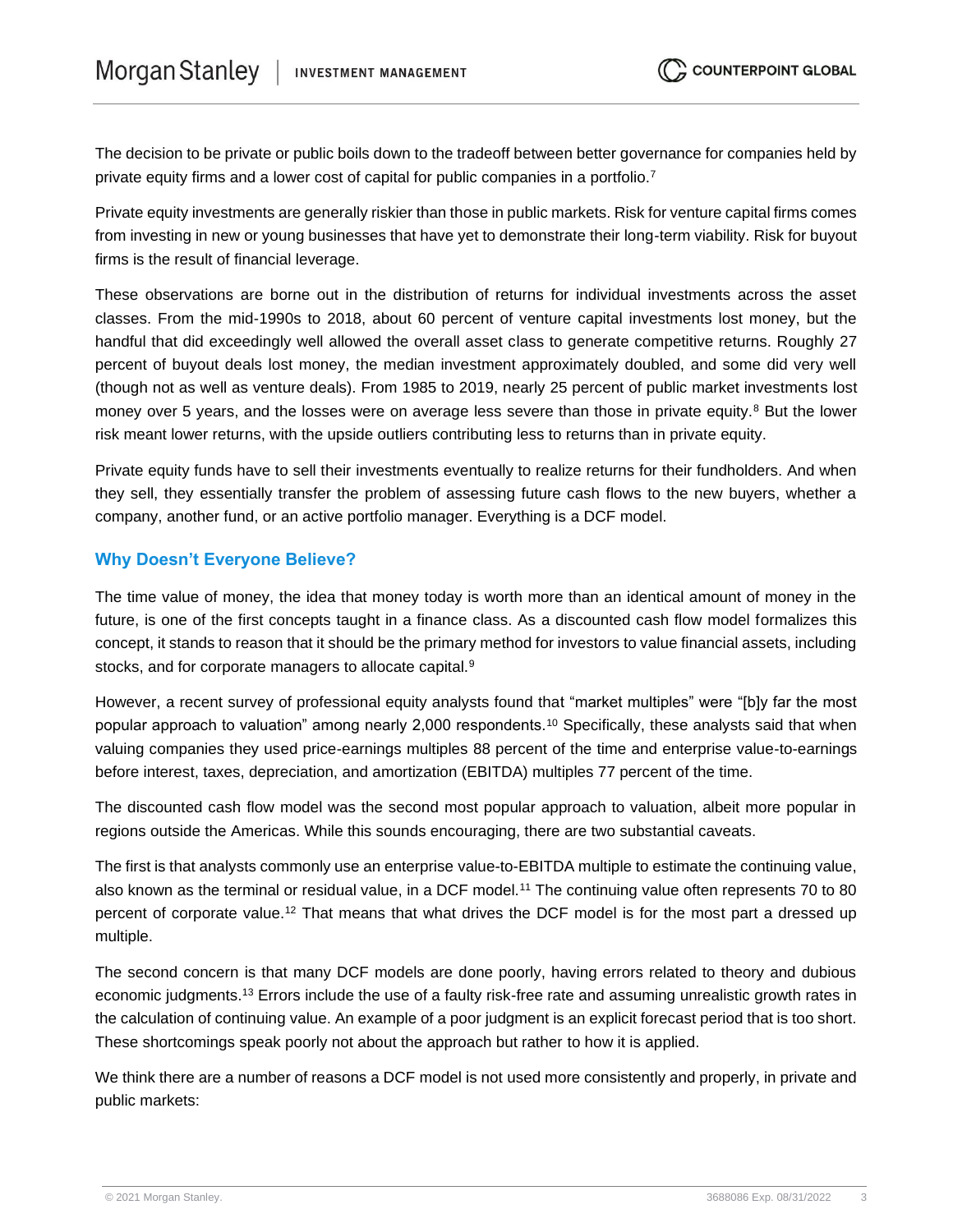The decision to be private or public boils down to the tradeoff between better governance for companies held by private equity firms and a lower cost of capital for public companies in a portfolio.[7]

Private equity investments are generally riskier than those in public markets. Risk for venture capital firms comes from investing in new or young businesses that have yet to demonstrate their long-term viability. Risk for buyout firms is the result of financial leverage.

These observations are borne out in the distribution of returns for individual investments across the asset classes. From the mid-1990s to 2018, about 60 percent of venture capital investments lost money, but the handful that did exceedingly well allowed the overall asset class to generate competitive returns. Roughly 27 percent of buyout deals lost money, the median investment approximately doubled, and some did very well (though not as well as venture deals). From 1985 to 2019, nearly 25 percent of public market investments lost money over 5 years, and the losses were on average less severe than those in private equity.[8] But the lower risk meant lower returns, with the upside outliers contributing less to returns than in private equity.

Private equity funds have to sell their investments eventually to realize returns for their fundholders. And when they sell, they essentially transfer the problem of assessing future cash flows to the new buyers, whether a company, another fund, or an active portfolio manager. Everything is a DCF model.

## Why Doesn't Everyone Believe?

The time value of money, the idea that money today is worth more than an identical amount of money in the future, is one of the first concepts taught in a finance class. As a discounted cash flow model formalizes this concept, it stands to reason that it should be the primary method for investors to value financial assets, including stocks, and for corporate managers to allocate capital.[9]

However, a recent survey of professional equity analysts found that "market multiples" were "[b]y far the most popular approach to valuation" among nearly 2,000 respondents.[10] Specifically, these analysts said that when valuing companies they used price-earnings multiples 88 percent of the time and enterprise value-to-earnings before interest, taxes, depreciation, and amortization (EBITDA) multiples 77 percent of the time.

The discounted cash flow model was the second most popular approach to valuation, albeit more popular in regions outside the Americas. While this sounds encouraging, there are two substantial caveats.

The first is that analysts commonly use an enterprise value-to-EBITDA multiple to estimate the continuing value, also known as the terminal or residual value, in a DCF model.[11] The continuing value often represents 70 to 80 percent of corporate value.[12] That means that what drives the DCF model is for the most part a dressed up multiple.

The second concern is that many DCF models are done poorly, having errors related to theory and dubious economic judgments.[13] Errors include the use of a faulty risk-free rate and assuming unrealistic growth rates in the calculation of continuing value. An example of a poor judgment is an explicit forecast period that is too short. These shortcomings speak poorly not about the approach but rather to how it is applied.

We think there are a number of reasons a DCF model is not used more consistently and properly, in private and public markets: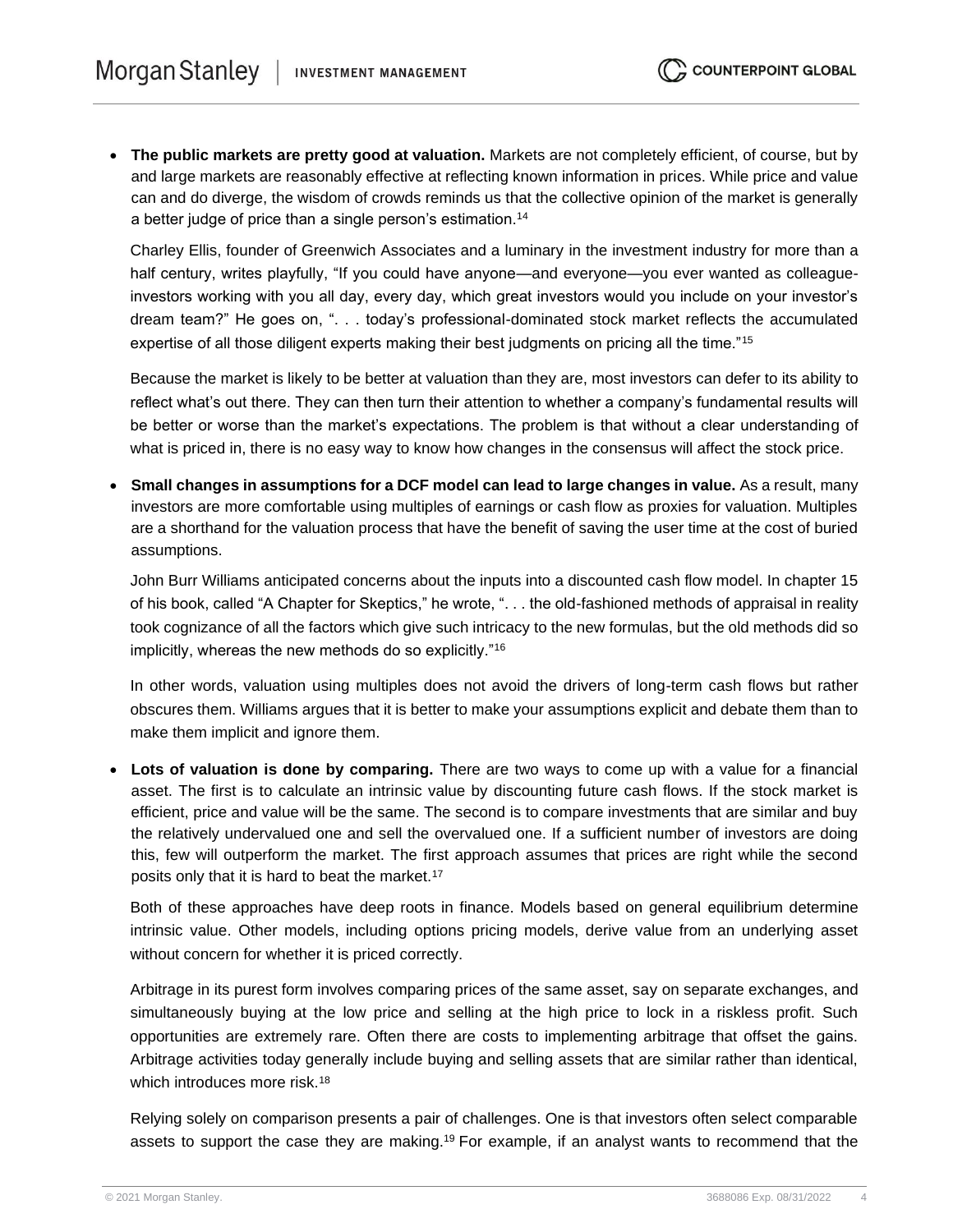- **The public markets are pretty good at valuation.** Markets are not completely efficient, of course, but by and large markets are reasonably effective at reflecting known information in prices. While price and value can and do diverge, the wisdom of crowds reminds us that the collective opinion of the market is generally a better judge of price than a single person's estimation.[14]

  Charley Ellis, founder of Greenwich Associates and a luminary in the investment industry for more than a half century, writes playfully, "If you could have anyone—and everyone—you ever wanted as colleague-investors working with you all day, every day, which great investors would you include on your investor's dream team?" He goes on, ". . . today's professional-dominated stock market reflects the accumulated expertise of all those diligent experts making their best judgments on pricing all the time."[15]

  Because the market is likely to be better at valuation than they are, most investors can defer to its ability to reflect what's out there. They can then turn their attention to whether a company's fundamental results will be better or worse than the market's expectations. The problem is that without a clear understanding of what is priced in, there is no easy way to know how changes in the consensus will affect the stock price.

- **Small changes in assumptions for a DCF model can lead to large changes in value.** As a result, many investors are more comfortable using multiples of earnings or cash flow as proxies for valuation. Multiples are a shorthand for the valuation process that have the benefit of saving the user time at the cost of buried assumptions.

  John Burr Williams anticipated concerns about the inputs into a discounted cash flow model. In chapter 15 of his book, called "A Chapter for Skeptics," he wrote, ". . . the old-fashioned methods of appraisal in reality took cognizance of all the factors which give such intricacy to the new formulas, but the old methods did so implicitly, whereas the new methods do so explicitly."[16]

  In other words, valuation using multiples does not avoid the drivers of long-term cash flows but rather obscures them. Williams argues that it is better to make your assumptions explicit and debate them than to make them implicit and ignore them.

- **Lots of valuation is done by comparing.** There are two ways to come up with a value for a financial asset. The first is to calculate an intrinsic value by discounting future cash flows. If the stock market is efficient, price and value will be the same. The second is to compare investments that are similar and buy the relatively undervalued one and sell the overvalued one. If a sufficient number of investors are doing this, few will outperform the market. The first approach assumes that prices are right while the second posits only that it is hard to beat the market.[17]

  Both of these approaches have deep roots in finance. Models based on general equilibrium determine intrinsic value. Other models, including options pricing models, derive value from an underlying asset without concern for whether it is priced correctly.

  Arbitrage in its purest form involves comparing prices of the same asset, say on separate exchanges, and simultaneously buying at the low price and selling at the high price to lock in a riskless profit. Such opportunities are extremely rare. Often there are costs to implementing arbitrage that offset the gains. Arbitrage activities today generally include buying and selling assets that are similar rather than identical, which introduces more risk.[18]

  Relying solely on comparison presents a pair of challenges. One is that investors often select comparable assets to support the case they are making.[19] For example, if an analyst wants to recommend that the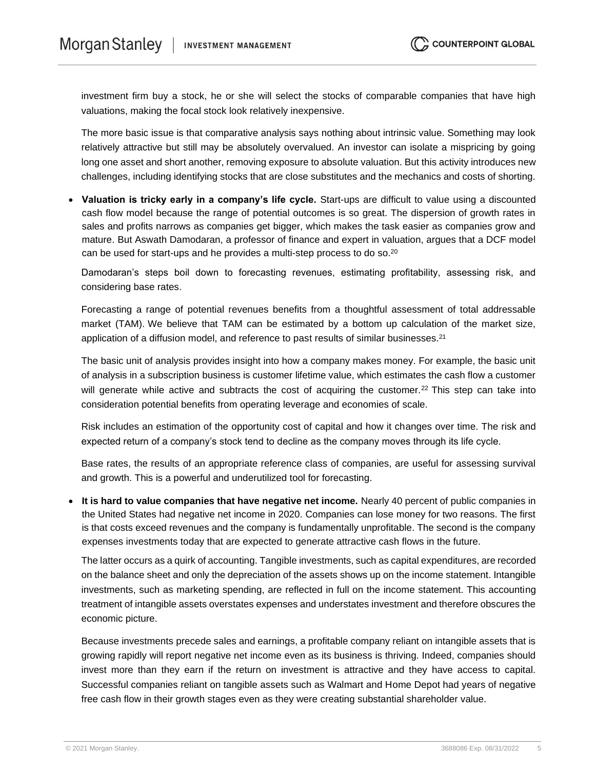investment firm buy a stock, he or she will select the stocks of comparable companies that have high valuations, making the focal stock look relatively inexpensive.

The more basic issue is that comparative analysis says nothing about intrinsic value. Something may look relatively attractive but still may be absolutely overvalued. An investor can isolate a mispricing by going long one asset and short another, removing exposure to absolute valuation. But this activity introduces new challenges, including identifying stocks that are close substitutes and the mechanics and costs of shorting.

- **Valuation is tricky early in a company's life cycle.** Start-ups are difficult to value using a discounted cash flow model because the range of potential outcomes is so great. The dispersion of growth rates in sales and profits narrows as companies get bigger, which makes the task easier as companies grow and mature. But Aswath Damodaran, a professor of finance and expert in valuation, argues that a DCF model can be used for start-ups and he provides a multi-step process to do so.[20]

  Damodaran's steps boil down to forecasting revenues, estimating profitability, assessing risk, and considering base rates.

  Forecasting a range of potential revenues benefits from a thoughtful assessment of total addressable market (TAM). We believe that TAM can be estimated by a bottom up calculation of the market size, application of a diffusion model, and reference to past results of similar businesses.[21]

  The basic unit of analysis provides insight into how a company makes money. For example, the basic unit of analysis in a subscription business is customer lifetime value, which estimates the cash flow a customer will generate while active and subtracts the cost of acquiring the customer.[22] This step can take into consideration potential benefits from operating leverage and economies of scale.

  Risk includes an estimation of the opportunity cost of capital and how it changes over time. The risk and expected return of a company's stock tend to decline as the company moves through its life cycle.

  Base rates, the results of an appropriate reference class of companies, are useful for assessing survival and growth. This is a powerful and underutilized tool for forecasting.

- **It is hard to value companies that have negative net income.** Nearly 40 percent of public companies in the United States had negative net income in 2020. Companies can lose money for two reasons. The first is that costs exceed revenues and the company is fundamentally unprofitable. The second is the company expenses investments today that are expected to generate attractive cash flows in the future.

  The latter occurs as a quirk of accounting. Tangible investments, such as capital expenditures, are recorded on the balance sheet and only the depreciation of the assets shows up on the income statement. Intangible investments, such as marketing spending, are reflected in full on the income statement. This accounting treatment of intangible assets overstates expenses and understates investment and therefore obscures the economic picture.

  Because investments precede sales and earnings, a profitable company reliant on intangible assets that is growing rapidly will report negative net income even as its business is thriving. Indeed, companies should invest more than they earn if the return on investment is attractive and they have access to capital. Successful companies reliant on tangible assets such as Walmart and Home Depot had years of negative free cash flow in their growth stages even as they were creating substantial shareholder value.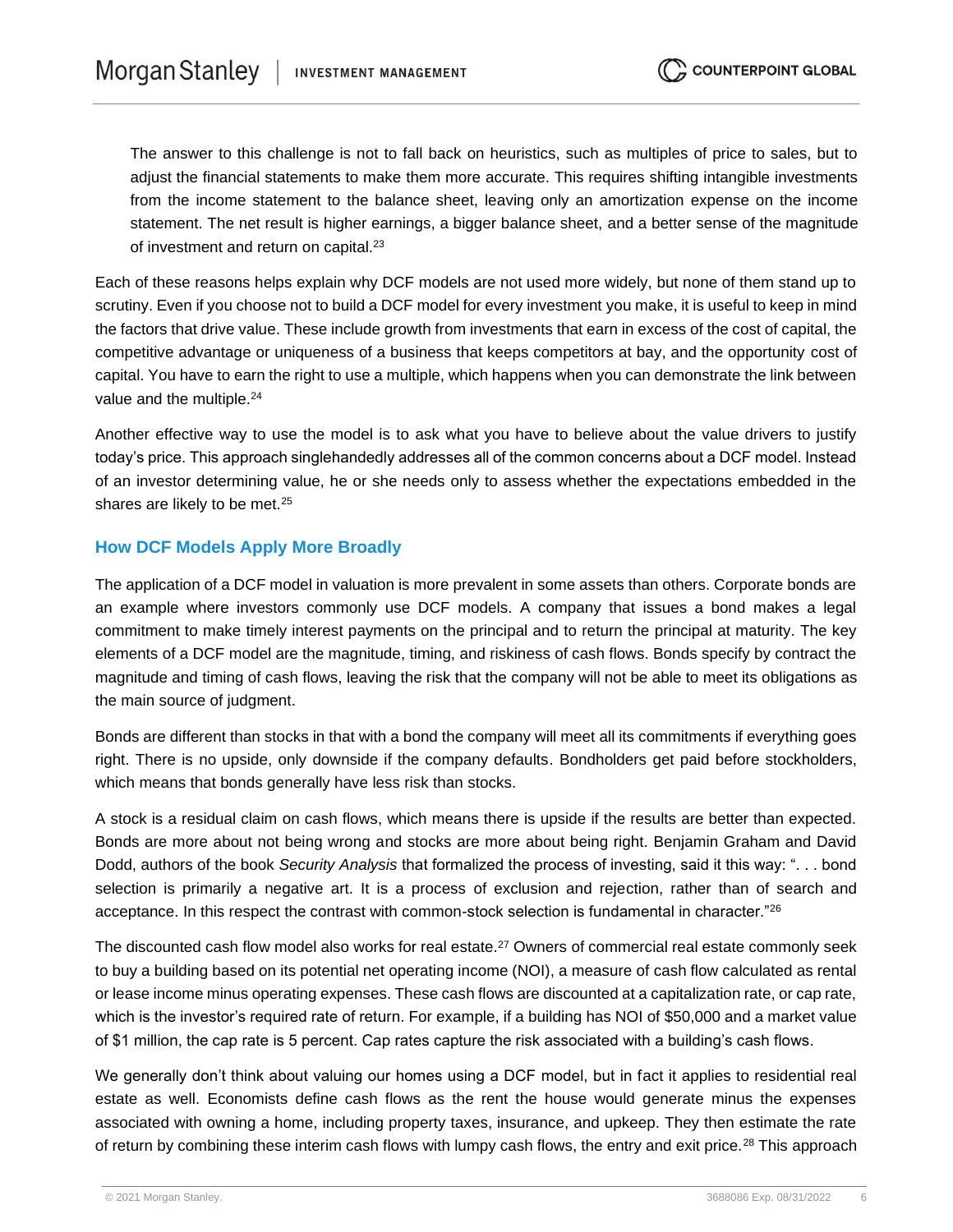> The answer to this challenge is not to fall back on heuristics, such as multiples of price to sales, but to adjust the financial statements to make them more accurate. This requires shifting intangible investments from the income statement to the balance sheet, leaving only an amortization expense on the income statement. The net result is higher earnings, a bigger balance sheet, and a better sense of the magnitude of investment and return on capital.[23]

Each of these reasons helps explain why DCF models are not used more widely, but none of them stand up to scrutiny. Even if you choose not to build a DCF model for every investment you make, it is useful to keep in mind the factors that drive value. These include growth from investments that earn in excess of the cost of capital, the competitive advantage or uniqueness of a business that keeps competitors at bay, and the opportunity cost of capital. You have to earn the right to use a multiple, which happens when you can demonstrate the link between value and the multiple.[24]

Another effective way to use the model is to ask what you have to believe about the value drivers to justify today's price. This approach singlehandedly addresses all of the common concerns about a DCF model. Instead of an investor determining value, he or she needs only to assess whether the expectations embedded in the shares are likely to be met.[25]

## How DCF Models Apply More Broadly

The application of a DCF model in valuation is more prevalent in some assets than others. Corporate bonds are an example where investors commonly use DCF models. A company that issues a bond makes a legal commitment to make timely interest payments on the principal and to return the principal at maturity. The key elements of a DCF model are the magnitude, timing, and riskiness of cash flows. Bonds specify by contract the magnitude and timing of cash flows, leaving the risk that the company will not be able to meet its obligations as the main source of judgment.

Bonds are different than stocks in that with a bond the company will meet all its commitments if everything goes right. There is no upside, only downside if the company defaults. Bondholders get paid before stockholders, which means that bonds generally have less risk than stocks.

A stock is a residual claim on cash flows, which means there is upside if the results are better than expected. Bonds are more about not being wrong and stocks are more about being right. Benjamin Graham and David Dodd, authors of the book *Security Analysis* that formalized the process of investing, said it this way: ". . . bond selection is primarily a negative art. It is a process of exclusion and rejection, rather than of search and acceptance. In this respect the contrast with common-stock selection is fundamental in character."[26]

The discounted cash flow model also works for real estate.[27] Owners of commercial real estate commonly seek to buy a building based on its potential net operating income (NOI), a measure of cash flow calculated as rental or lease income minus operating expenses. These cash flows are discounted at a capitalization rate, or cap rate, which is the investor's required rate of return. For example, if a building has NOI of $50,000 and a market value of $1 million, the cap rate is 5 percent. Cap rates capture the risk associated with a building's cash flows.

We generally don't think about valuing our homes using a DCF model, but in fact it applies to residential real estate as well. Economists define cash flows as the rent the house would generate minus the expenses associated with owning a home, including property taxes, insurance, and upkeep. They then estimate the rate of return by combining these interim cash flows with lumpy cash flows, the entry and exit price.[28] This approach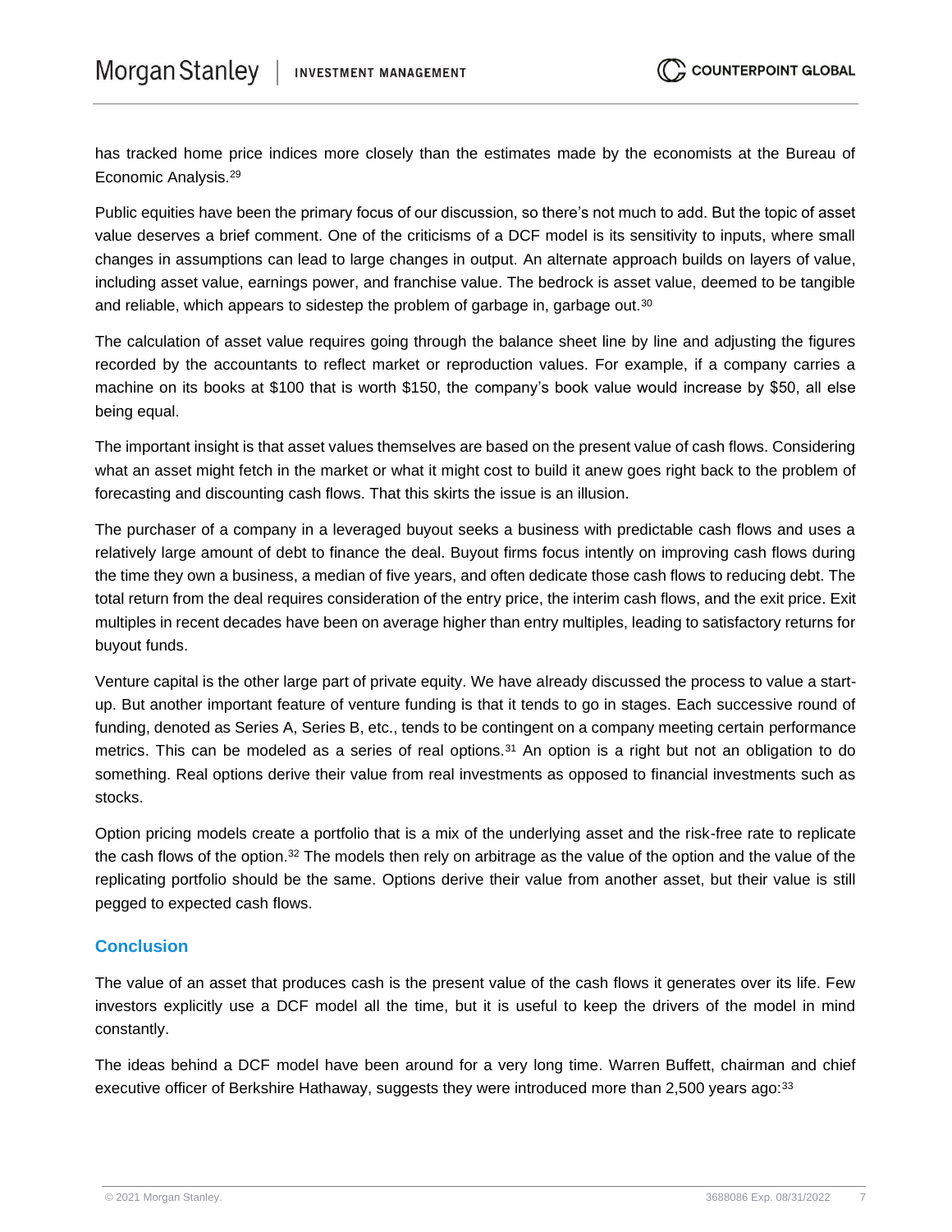has tracked home price indices more closely than the estimates made by the economists at the Bureau of Economic Analysis.[29]

Public equities have been the primary focus of our discussion, so there's not much to add. But the topic of asset value deserves a brief comment. One of the criticisms of a DCF model is its sensitivity to inputs, where small changes in assumptions can lead to large changes in output. An alternate approach builds on layers of value, including asset value, earnings power, and franchise value. The bedrock is asset value, deemed to be tangible and reliable, which appears to sidestep the problem of garbage in, garbage out.[30]

The calculation of asset value requires going through the balance sheet line by line and adjusting the figures recorded by the accountants to reflect market or reproduction values. For example, if a company carries a machine on its books at $100 that is worth $150, the company's book value would increase by $50, all else being equal.

The important insight is that asset values themselves are based on the present value of cash flows. Considering what an asset might fetch in the market or what it might cost to build it anew goes right back to the problem of forecasting and discounting cash flows. That this skirts the issue is an illusion.

The purchaser of a company in a leveraged buyout seeks a business with predictable cash flows and uses a relatively large amount of debt to finance the deal. Buyout firms focus intently on improving cash flows during the time they own a business, a median of five years, and often dedicate those cash flows to reducing debt. The total return from the deal requires consideration of the entry price, the interim cash flows, and the exit price. Exit multiples in recent decades have been on average higher than entry multiples, leading to satisfactory returns for buyout funds.

Venture capital is the other large part of private equity. We have already discussed the process to value a start-up. But another important feature of venture funding is that it tends to go in stages. Each successive round of funding, denoted as Series A, Series B, etc., tends to be contingent on a company meeting certain performance metrics. This can be modeled as a series of real options.[31] An option is a right but not an obligation to do something. Real options derive their value from real investments as opposed to financial investments such as stocks.

Option pricing models create a portfolio that is a mix of the underlying asset and the risk-free rate to replicate the cash flows of the option.[32] The models then rely on arbitrage as the value of the option and the value of the replicating portfolio should be the same. Options derive their value from another asset, but their value is still pegged to expected cash flows.

## Conclusion

The value of an asset that produces cash is the present value of the cash flows it generates over its life. Few investors explicitly use a DCF model all the time, but it is useful to keep the drivers of the model in mind constantly.

The ideas behind a DCF model have been around for a very long time. Warren Buffett, chairman and chief executive officer of Berkshire Hathaway, suggests they were introduced more than 2,500 years ago:[33]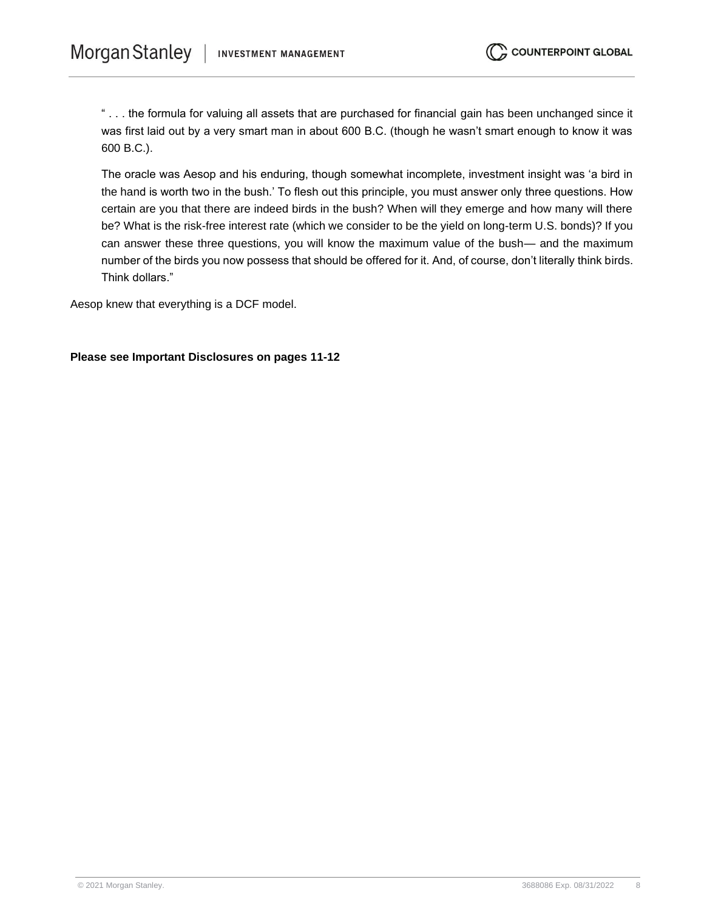> " . . . the formula for valuing all assets that are purchased for financial gain has been unchanged since it was first laid out by a very smart man in about 600 B.C. (though he wasn't smart enough to know it was 600 B.C.).
>
> The oracle was Aesop and his enduring, though somewhat incomplete, investment insight was 'a bird in the hand is worth two in the bush.' To flesh out this principle, you must answer only three questions. How certain are you that there are indeed birds in the bush? When will they emerge and how many will there be? What is the risk-free interest rate (which we consider to be the yield on long-term U.S. bonds)? If you can answer these three questions, you will know the maximum value of the bush— and the maximum number of the birds you now possess that should be offered for it. And, of course, don't literally think birds. Think dollars."

Aesop knew that everything is a DCF model.

**Please see Important Disclosures on pages 11-12**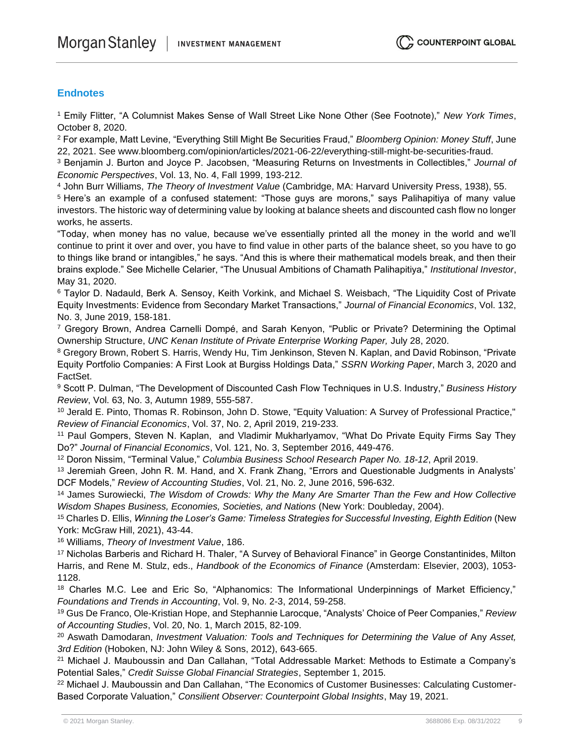## Endnotes

[1] Emily Flitter, "A Columnist Makes Sense of Wall Street Like None Other (See Footnote)," *New York Times*, October 8, 2020.

[2] For example, Matt Levine, "Everything Still Might Be Securities Fraud," *Bloomberg Opinion: Money Stuff*, June 22, 2021. See www.bloomberg.com/opinion/articles/2021-06-22/everything-still-might-be-securities-fraud.

[3] Benjamin J. Burton and Joyce P. Jacobsen, "Measuring Returns on Investments in Collectibles," *Journal of Economic Perspectives*, Vol. 13, No. 4, Fall 1999, 193-212.

[4] John Burr Williams, *The Theory of Investment Value* (Cambridge, MA: Harvard University Press, 1938), 55.

[5] Here's an example of a confused statement: "Those guys are morons," says Palihapitiya of many value investors. The historic way of determining value by looking at balance sheets and discounted cash flow no longer works, he asserts.

"Today, when money has no value, because we've essentially printed all the money in the world and we'll continue to print it over and over, you have to find value in other parts of the balance sheet, so you have to go to things like brand or intangibles," he says. "And this is where their mathematical models break, and then their brains explode." See Michelle Celarier, "The Unusual Ambitions of Chamath Palihapitiya," *Institutional Investor*, May 31, 2020.

[6] Taylor D. Nadauld, Berk A. Sensoy, Keith Vorkink, and Michael S. Weisbach, "The Liquidity Cost of Private Equity Investments: Evidence from Secondary Market Transactions," *Journal of Financial Economics*, Vol. 132, No. 3, June 2019, 158-181.

[7] Gregory Brown, Andrea Carnelli Dompé, and Sarah Kenyon, "Public or Private? Determining the Optimal Ownership Structure, *UNC Kenan Institute of Private Enterprise Working Paper,* July 28, 2020.

[8] Gregory Brown, Robert S. Harris, Wendy Hu, Tim Jenkinson, Steven N. Kaplan, and David Robinson, "Private Equity Portfolio Companies: A First Look at Burgiss Holdings Data," *SSRN Working Paper*, March 3, 2020 and FactSet.

[9] Scott P. Dulman, "The Development of Discounted Cash Flow Techniques in U.S. Industry," *Business History Review*, Vol. 63, No. 3, Autumn 1989, 555-587.

[10] Jerald E. Pinto, Thomas R. Robinson, John D. Stowe, "Equity Valuation: A Survey of Professional Practice," *Review of Financial Economics*, Vol. 37, No. 2, April 2019, 219-233.

[11] Paul Gompers, Steven N. Kaplan, and Vladimir Mukharlyamov, "What Do Private Equity Firms Say They Do?" *Journal of Financial Economics*, Vol. 121, No. 3, September 2016, 449-476.

[12] Doron Nissim, "Terminal Value," *Columbia Business School Research Paper No. 18-12*, April 2019.

[13] Jeremiah Green, John R. M. Hand, and X. Frank Zhang, "Errors and Questionable Judgments in Analysts' DCF Models," *Review of Accounting Studies*, Vol. 21, No. 2, June 2016, 596-632.

[14] James Surowiecki, *The Wisdom of Crowds: Why the Many Are Smarter Than the Few and How Collective Wisdom Shapes Business, Economies, Societies, and Nations* (New York: Doubleday, 2004).

[15] Charles D. Ellis, *Winning the Loser's Game: Timeless Strategies for Successful Investing, Eighth Edition* (New York: McGraw Hill, 2021), 43-44.

[16] Williams, *Theory of Investment Value*, 186.

[17] Nicholas Barberis and Richard H. Thaler, "A Survey of Behavioral Finance" in George Constantinides, Milton Harris, and Rene M. Stulz, eds., *Handbook of the Economics of Finance* (Amsterdam: Elsevier, 2003), 1053-1128.

[18] Charles M.C. Lee and Eric So, "Alphanomics: The Informational Underpinnings of Market Efficiency," *Foundations and Trends in Accounting*, Vol. 9, No. 2-3, 2014, 59-258.

[19] Gus De Franco, Ole-Kristian Hope, and Stephannie Larocque, "Analysts' Choice of Peer Companies," *Review of Accounting Studies*, Vol. 20, No. 1, March 2015, 82-109.

[20] Aswath Damodaran, *Investment Valuation: Tools and Techniques for Determining the Value of* Any *Asset, 3rd Edition* (Hoboken, NJ: John Wiley & Sons, 2012), 643-665.

[21] Michael J. Mauboussin and Dan Callahan, "Total Addressable Market: Methods to Estimate a Company's Potential Sales," *Credit Suisse Global Financial Strategies*, September 1, 2015.

[22] Michael J. Mauboussin and Dan Callahan, "The Economics of Customer Businesses: Calculating Customer-Based Corporate Valuation," *Consilient Observer: Counterpoint Global Insights*, May 19, 2021.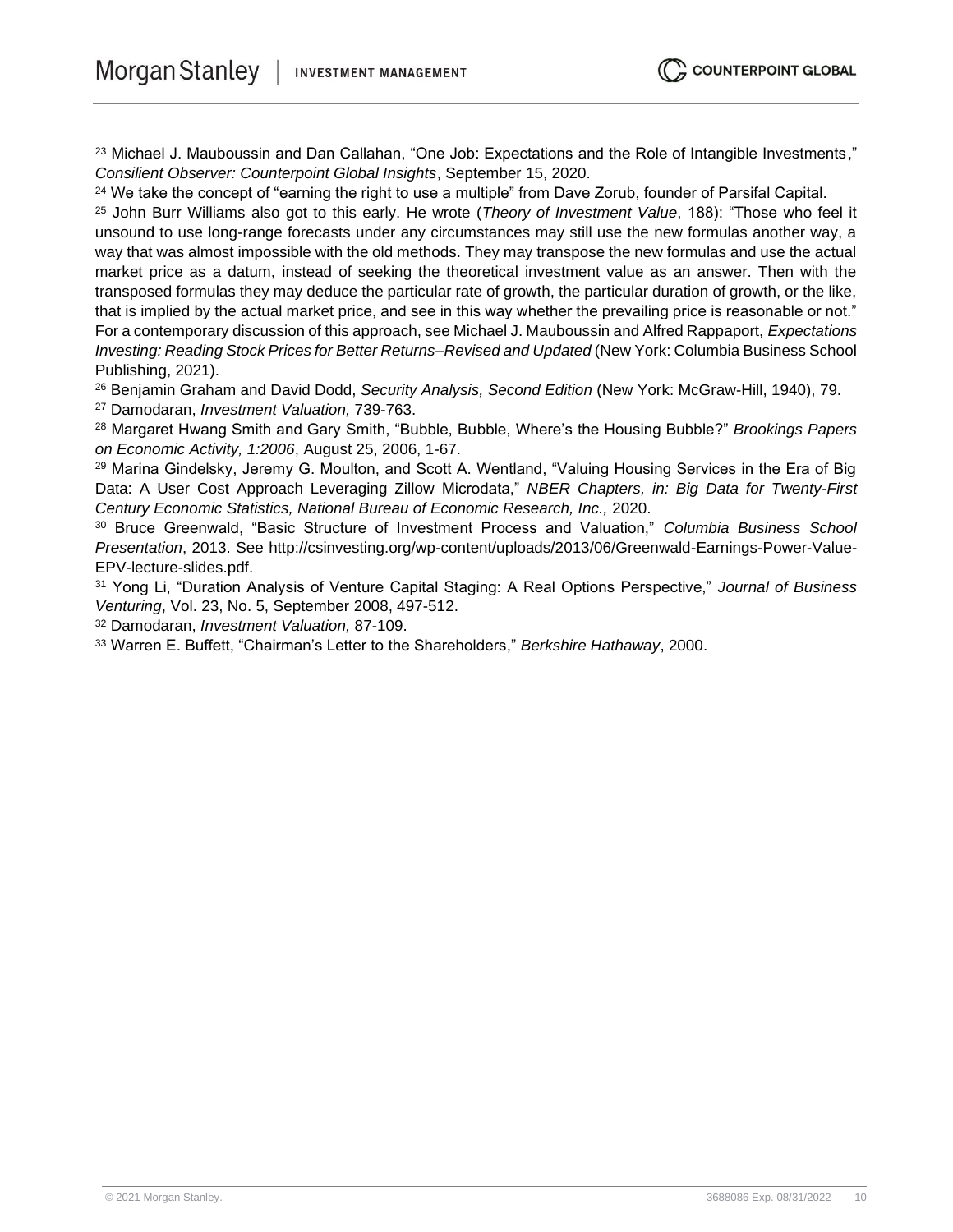[23] Michael J. Mauboussin and Dan Callahan, “One Job: Expectations and the Role of Intangible Investments,” *Consilient Observer: Counterpoint Global Insights*, September 15, 2020.

[24] We take the concept of “earning the right to use a multiple” from Dave Zorub, founder of Parsifal Capital.

[25] John Burr Williams also got to this early. He wrote (*Theory of Investment Value*, 188): “Those who feel it unsound to use long-range forecasts under any circumstances may still use the new formulas another way, a way that was almost impossible with the old methods. They may transpose the new formulas and use the actual market price as a datum, instead of seeking the theoretical investment value as an answer. Then with the transposed formulas they may deduce the particular rate of growth, the particular duration of growth, or the like, that is implied by the actual market price, and see in this way whether the prevailing price is reasonable or not.” For a contemporary discussion of this approach, see Michael J. Mauboussin and Alfred Rappaport, *Expectations Investing: Reading Stock Prices for Better Returns–Revised and Updated* (New York: Columbia Business School Publishing, 2021).

[26] Benjamin Graham and David Dodd, *Security Analysis, Second Edition* (New York: McGraw-Hill, 1940), 79.

[27] Damodaran, *Investment Valuation,* 739-763.

[28] Margaret Hwang Smith and Gary Smith, “Bubble, Bubble, Where’s the Housing Bubble?” *Brookings Papers on Economic Activity, 1:2006*, August 25, 2006, 1-67.

[29] Marina Gindelsky, Jeremy G. Moulton, and Scott A. Wentland, “Valuing Housing Services in the Era of Big Data: A User Cost Approach Leveraging Zillow Microdata,” *NBER Chapters, in: Big Data for Twenty-First Century Economic Statistics, National Bureau of Economic Research, Inc.,* 2020.

[30] Bruce Greenwald, “Basic Structure of Investment Process and Valuation,” *Columbia Business School Presentation*, 2013. See http://csinvesting.org/wp-content/uploads/2013/06/Greenwald-Earnings-Power-Value-EPV-lecture-slides.pdf.

[31] Yong Li, “Duration Analysis of Venture Capital Staging: A Real Options Perspective,” *Journal of Business Venturing*, Vol. 23, No. 5, September 2008, 497-512.

[32] Damodaran, *Investment Valuation,* 87-109.

[33] Warren E. Buffett, “Chairman’s Letter to the Shareholders,” *Berkshire Hathaway*, 2000.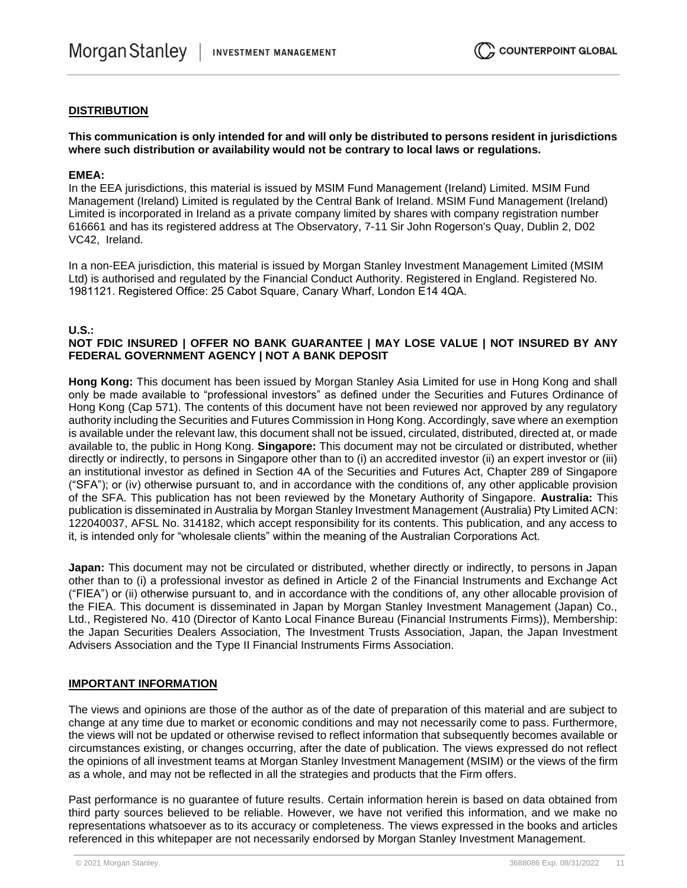## DISTRIBUTION

**This communication is only intended for and will only be distributed to persons resident in jurisdictions where such distribution or availability would not be contrary to local laws or regulations.**

**EMEA:**
In the EEA jurisdictions, this material is issued by MSIM Fund Management (Ireland) Limited. MSIM Fund Management (Ireland) Limited is regulated by the Central Bank of Ireland. MSIM Fund Management (Ireland) Limited is incorporated in Ireland as a private company limited by shares with company registration number 616661 and has its registered address at The Observatory, 7-11 Sir John Rogerson's Quay, Dublin 2, D02 VC42, Ireland.

In a non-EEA jurisdiction, this material is issued by Morgan Stanley Investment Management Limited (MSIM Ltd) is authorised and regulated by the Financial Conduct Authority. Registered in England. Registered No. 1981121. Registered Office: 25 Cabot Square, Canary Wharf, London E14 4QA.

**U.S.:**
**NOT FDIC INSURED | OFFER NO BANK GUARANTEE | MAY LOSE VALUE | NOT INSURED BY ANY FEDERAL GOVERNMENT AGENCY | NOT A BANK DEPOSIT**

**Hong Kong:** This document has been issued by Morgan Stanley Asia Limited for use in Hong Kong and shall only be made available to "professional investors" as defined under the Securities and Futures Ordinance of Hong Kong (Cap 571). The contents of this document have not been reviewed nor approved by any regulatory authority including the Securities and Futures Commission in Hong Kong. Accordingly, save where an exemption is available under the relevant law, this document shall not be issued, circulated, distributed, directed at, or made available to, the public in Hong Kong. **Singapore:** This document may not be circulated or distributed, whether directly or indirectly, to persons in Singapore other than to (i) an accredited investor (ii) an expert investor or (iii) an institutional investor as defined in Section 4A of the Securities and Futures Act, Chapter 289 of Singapore ("SFA"); or (iv) otherwise pursuant to, and in accordance with the conditions of, any other applicable provision of the SFA. This publication has not been reviewed by the Monetary Authority of Singapore. **Australia:** This publication is disseminated in Australia by Morgan Stanley Investment Management (Australia) Pty Limited ACN: 122040037, AFSL No. 314182, which accept responsibility for its contents. This publication, and any access to it, is intended only for "wholesale clients" within the meaning of the Australian Corporations Act.

**Japan:** This document may not be circulated or distributed, whether directly or indirectly, to persons in Japan other than to (i) a professional investor as defined in Article 2 of the Financial Instruments and Exchange Act ("FIEA") or (ii) otherwise pursuant to, and in accordance with the conditions of, any other allocable provision of the FIEA. This document is disseminated in Japan by Morgan Stanley Investment Management (Japan) Co., Ltd., Registered No. 410 (Director of Kanto Local Finance Bureau (Financial Instruments Firms)), Membership: the Japan Securities Dealers Association, The Investment Trusts Association, Japan, the Japan Investment Advisers Association and the Type II Financial Instruments Firms Association.

## IMPORTANT INFORMATION

The views and opinions are those of the author as of the date of preparation of this material and are subject to change at any time due to market or economic conditions and may not necessarily come to pass. Furthermore, the views will not be updated or otherwise revised to reflect information that subsequently becomes available or circumstances existing, or changes occurring, after the date of publication. The views expressed do not reflect the opinions of all investment teams at Morgan Stanley Investment Management (MSIM) or the views of the firm as a whole, and may not be reflected in all the strategies and products that the Firm offers.

Past performance is no guarantee of future results. Certain information herein is based on data obtained from third party sources believed to be reliable. However, we have not verified this information, and we make no representations whatsoever as to its accuracy or completeness. The views expressed in the books and articles referenced in this whitepaper are not necessarily endorsed by Morgan Stanley Investment Management.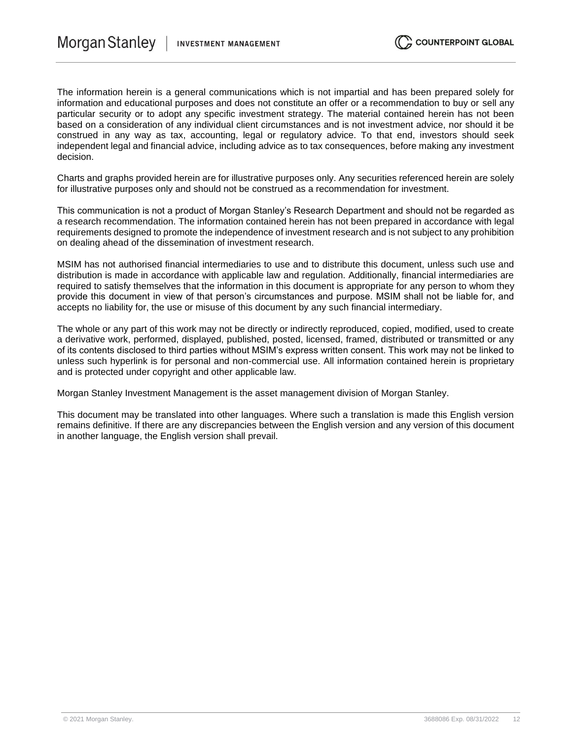The information herein is a general communications which is not impartial and has been prepared solely for information and educational purposes and does not constitute an offer or a recommendation to buy or sell any particular security or to adopt any specific investment strategy. The material contained herein has not been based on a consideration of any individual client circumstances and is not investment advice, nor should it be construed in any way as tax, accounting, legal or regulatory advice. To that end, investors should seek independent legal and financial advice, including advice as to tax consequences, before making any investment decision.

Charts and graphs provided herein are for illustrative purposes only. Any securities referenced herein are solely for illustrative purposes only and should not be construed as a recommendation for investment.

This communication is not a product of Morgan Stanley's Research Department and should not be regarded as a research recommendation. The information contained herein has not been prepared in accordance with legal requirements designed to promote the independence of investment research and is not subject to any prohibition on dealing ahead of the dissemination of investment research.

MSIM has not authorised financial intermediaries to use and to distribute this document, unless such use and distribution is made in accordance with applicable law and regulation. Additionally, financial intermediaries are required to satisfy themselves that the information in this document is appropriate for any person to whom they provide this document in view of that person's circumstances and purpose. MSIM shall not be liable for, and accepts no liability for, the use or misuse of this document by any such financial intermediary.

The whole or any part of this work may not be directly or indirectly reproduced, copied, modified, used to create a derivative work, performed, displayed, published, posted, licensed, framed, distributed or transmitted or any of its contents disclosed to third parties without MSIM's express written consent. This work may not be linked to unless such hyperlink is for personal and non-commercial use. All information contained herein is proprietary and is protected under copyright and other applicable law.

Morgan Stanley Investment Management is the asset management division of Morgan Stanley.

This document may be translated into other languages. Where such a translation is made this English version remains definitive. If there are any discrepancies between the English version and any version of this document in another language, the English version shall prevail.

© 2021 Morgan Stanley.

3688086 Exp. 08/31/2022